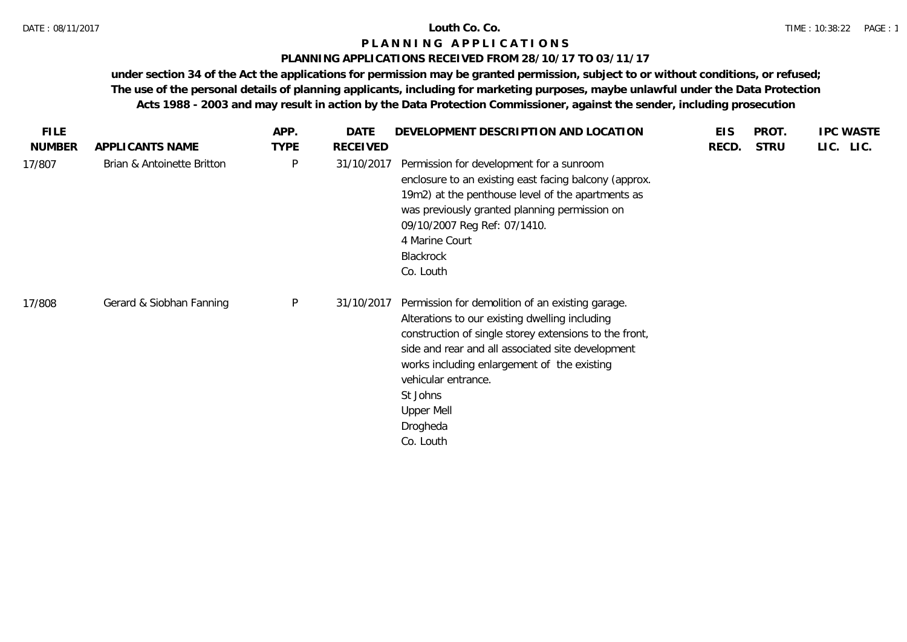# Louth Co. Co.

## P L A N N I N G   A P P L I C A T I O N S

### PLANNING APPLICATIONS RECEIVED FROM 28/10/17 TO 03/11/17

**under section 34 of the Act the applications for permission may be granted permission, subject to or without conditions, or refused; The use of the personal details of planning applicants, including for marketing purposes, maybe unlawful under the Data Protection Acts 1988 - 2003 and may result in action by the Data Protection Commissioner, against the sender, including prosecution**

| FILE NUMBER | APPLICANTS NAME | APP. TYPE | DATE RECEIVED | DEVELOPMENT DESCRIPTION AND LOCATION | EIS RECD. | PROT. STRU | IPC LIC. | WASTE LIC. |
|---|---|---|---|---|---|---|---|---|
| 17/807 | Brian & Antoinette Britton | P | 31/10/2017 | Permission for development for a sunroom enclosure to an existing east facing balcony (approx. 19m2) at the penthouse level of the apartments as was previously granted planning permission on 09/10/2007 Reg Ref: 07/1410.<br>4 Marine Court<br>Blackrock<br>Co. Louth | | | | |
| 17/808 | Gerard & Siobhan Fanning | P | 31/10/2017 | Permission for demolition of an existing garage. Alterations to our existing dwelling including construction of single storey extensions to the front, side and rear and all associated site development works including enlargement of the existing vehicular entrance.<br>St Johns<br>Upper Mell<br>Drogheda<br>Co. Louth | | | | |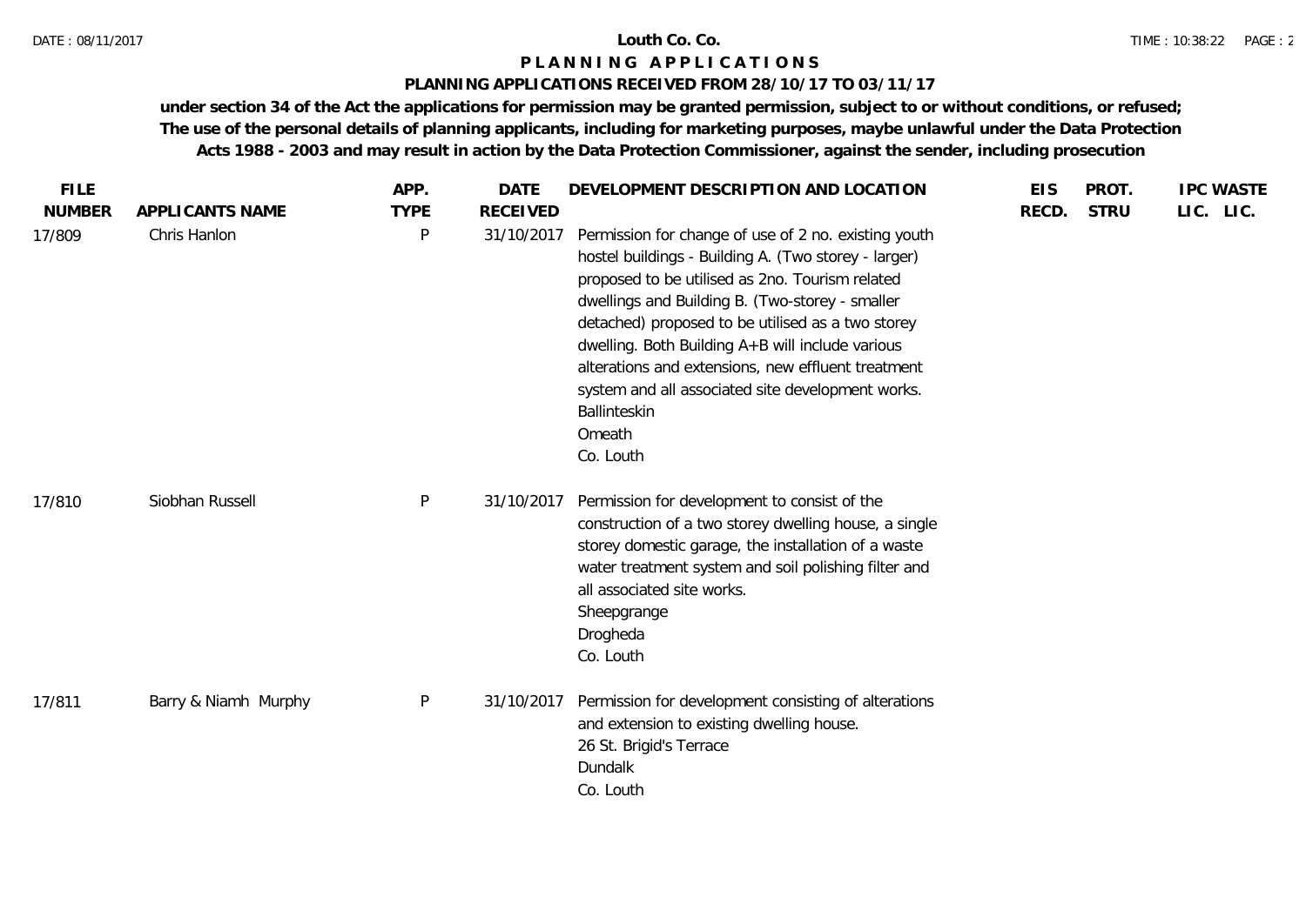**Louth Co. Co.**

**P L A N N I N G   A P P L I C A T I O N S**

**PLANNING APPLICATIONS RECEIVED FROM 28/10/17 TO 03/11/17**

**under section 34 of the Act the applications for permission may be granted permission, subject to or without conditions, or refused; The use of the personal details of planning applicants, including for marketing purposes, maybe unlawful under the Data Protection Acts 1988 - 2003 and may result in action by the Data Protection Commissioner, against the sender, including prosecution**

| FILE NUMBER | APPLICANTS NAME | APP. TYPE | DATE RECEIVED | DEVELOPMENT DESCRIPTION AND LOCATION | EIS RECD. | PROT. STRU | IPC LIC. | WASTE LIC. |
|---|---|---|---|---|---|---|---|---|
| 17/809 | Chris Hanlon | P | 31/10/2017 | Permission for change of use of 2 no. existing youth hostel buildings - Building A. (Two storey - larger) proposed to be utilised as 2no. Tourism related dwellings and Building B. (Two-storey - smaller detached) proposed to be utilised as a two storey dwelling. Both Building A+B will include various alterations and extensions, new effluent treatment system and all associated site development works.<br>Ballinteskin<br>Omeath<br>Co. Louth | | | | |
| 17/810 | Siobhan Russell | P | 31/10/2017 | Permission for development to consist of the construction of a two storey dwelling house, a single storey domestic garage, the installation of a waste water treatment system and soil polishing filter and all associated site works.<br>Sheepgrange<br>Drogheda<br>Co. Louth | | | | |
| 17/811 | Barry & Niamh Murphy | P | 31/10/2017 | Permission for development consisting of alterations and extension to existing dwelling house.<br>26 St. Brigid's Terrace<br>Dundalk<br>Co. Louth | | | | |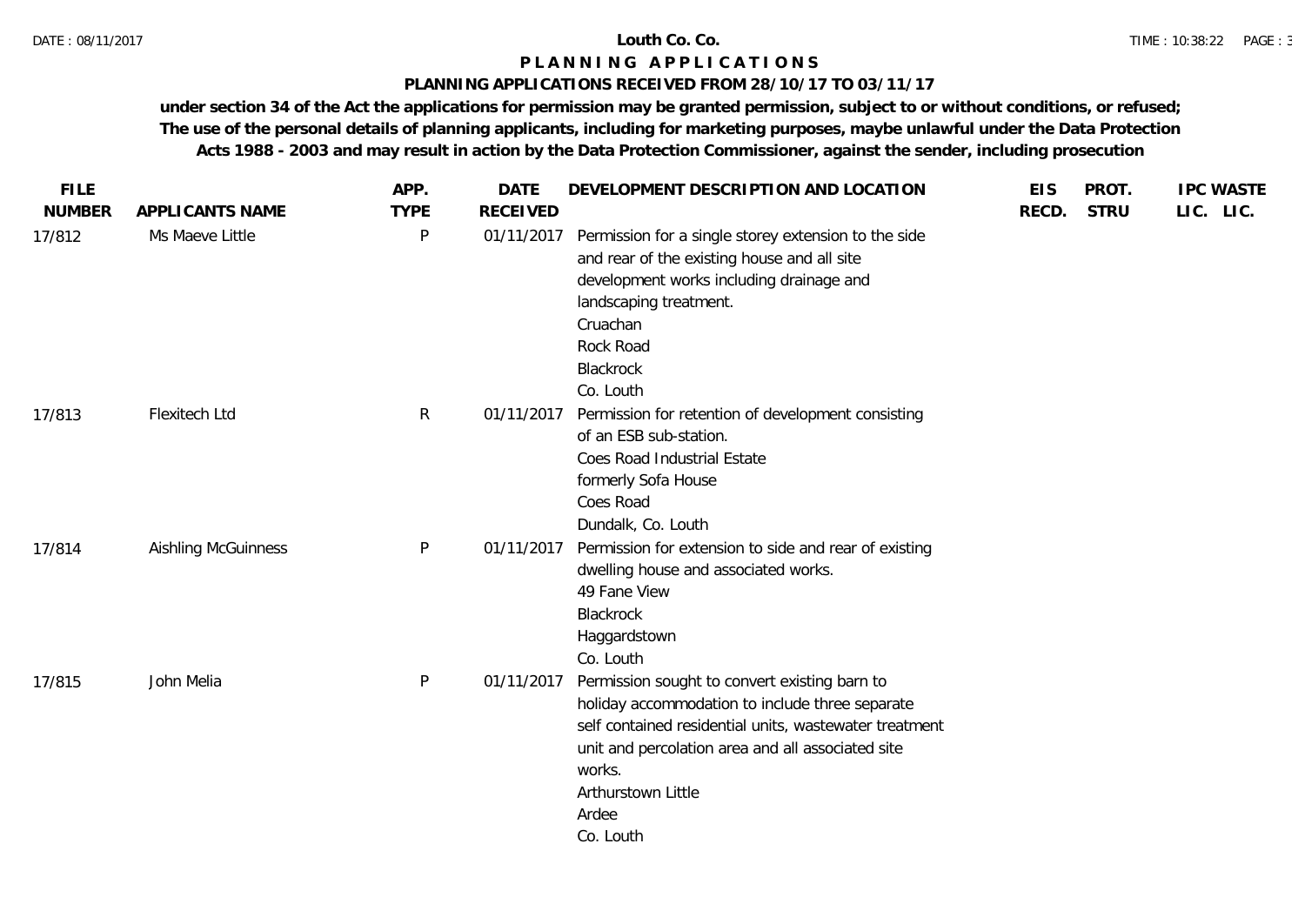**Louth Co. Co.**

**P L A N N I N G   A P P L I C A T I O N S**

**PLANNING APPLICATIONS RECEIVED FROM 28/10/17 TO 03/11/17**

**under section 34 of the Act the applications for permission may be granted permission, subject to or without conditions, or refused; The use of the personal details of planning applicants, including for marketing purposes, maybe unlawful under the Data Protection Acts 1988 - 2003 and may result in action by the Data Protection Commissioner, against the sender, including prosecution**

| FILE NUMBER | APPLICANTS NAME | APP. TYPE | DATE RECEIVED | DEVELOPMENT DESCRIPTION AND LOCATION | EIS RECD. | PROT. STRU | IPC LIC. | WASTE LIC. |
|---|---|---|---|---|---|---|---|---|
| 17/812 | Ms Maeve Little | P | 01/11/2017 | Permission for a single storey extension to the side and rear of the existing house and all site development works including drainage and landscaping treatment. Cruachan Rock Road Blackrock Co. Louth | | | | |
| 17/813 | Flexitech Ltd | R | 01/11/2017 | Permission for retention of development consisting of an ESB sub-station. Coes Road Industrial Estate formerly Sofa House Coes Road Dundalk, Co. Louth | | | | |
| 17/814 | Aishling McGuinness | P | 01/11/2017 | Permission for extension to side and rear of existing dwelling house and associated works. 49 Fane View Blackrock Haggardstown Co. Louth | | | | |
| 17/815 | John Melia | P | 01/11/2017 | Permission sought to convert existing barn to holiday accommodation to include three separate self contained residential units, wastewater treatment unit and percolation area and all associated site works. Arthurstown Little Ardee Co. Louth | | | | |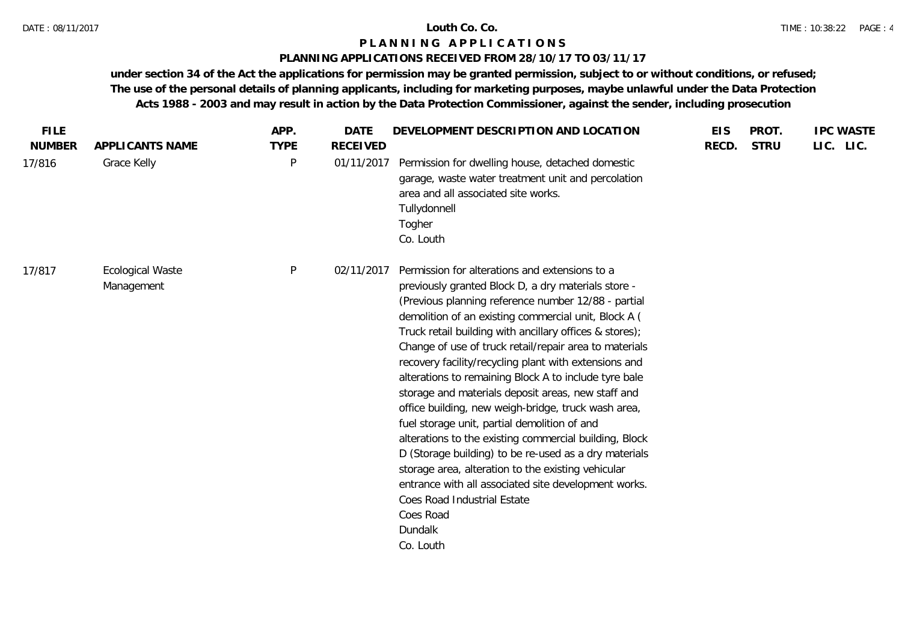**Louth Co. Co.**

**P L A N N I N G   A P P L I C A T I O N S**

**PLANNING APPLICATIONS RECEIVED FROM 28/10/17 TO 03/11/17**

**under section 34 of the Act the applications for permission may be granted permission, subject to or without conditions, or refused; The use of the personal details of planning applicants, including for marketing purposes, maybe unlawful under the Data Protection Acts 1988 - 2003 and may result in action by the Data Protection Commissioner, against the sender, including prosecution**

| FILE NUMBER | APPLICANTS NAME | APP. TYPE | DATE RECEIVED | DEVELOPMENT DESCRIPTION AND LOCATION | EIS RECD. | PROT. STRU | IPC LIC. | WASTE LIC. |
|---|---|---|---|---|---|---|---|---|
| 17/816 | Grace Kelly | P | 01/11/2017 | Permission for dwelling house, detached domestic garage, waste water treatment unit and percolation area and all associated site works. Tullydonnell Togher Co. Louth | | | | |
| 17/817 | Ecological Waste Management | P | 02/11/2017 | Permission for alterations and extensions to a previously granted Block D, a dry materials store - (Previous planning reference number 12/88 - partial demolition of an existing commercial unit, Block A ( Truck retail building with ancillary offices & stores); Change of use of truck retail/repair area to materials recovery facility/recycling plant with extensions and alterations to remaining Block A to include tyre bale storage and materials deposit areas, new staff and office building, new weigh-bridge, truck wash area, fuel storage unit, partial demolition of and alterations to the existing commercial building, Block D (Storage building) to be re-used as a dry materials storage area, alteration to the existing vehicular entrance with all associated site development works. Coes Road Industrial Estate Coes Road Dundalk Co. Louth | | | | |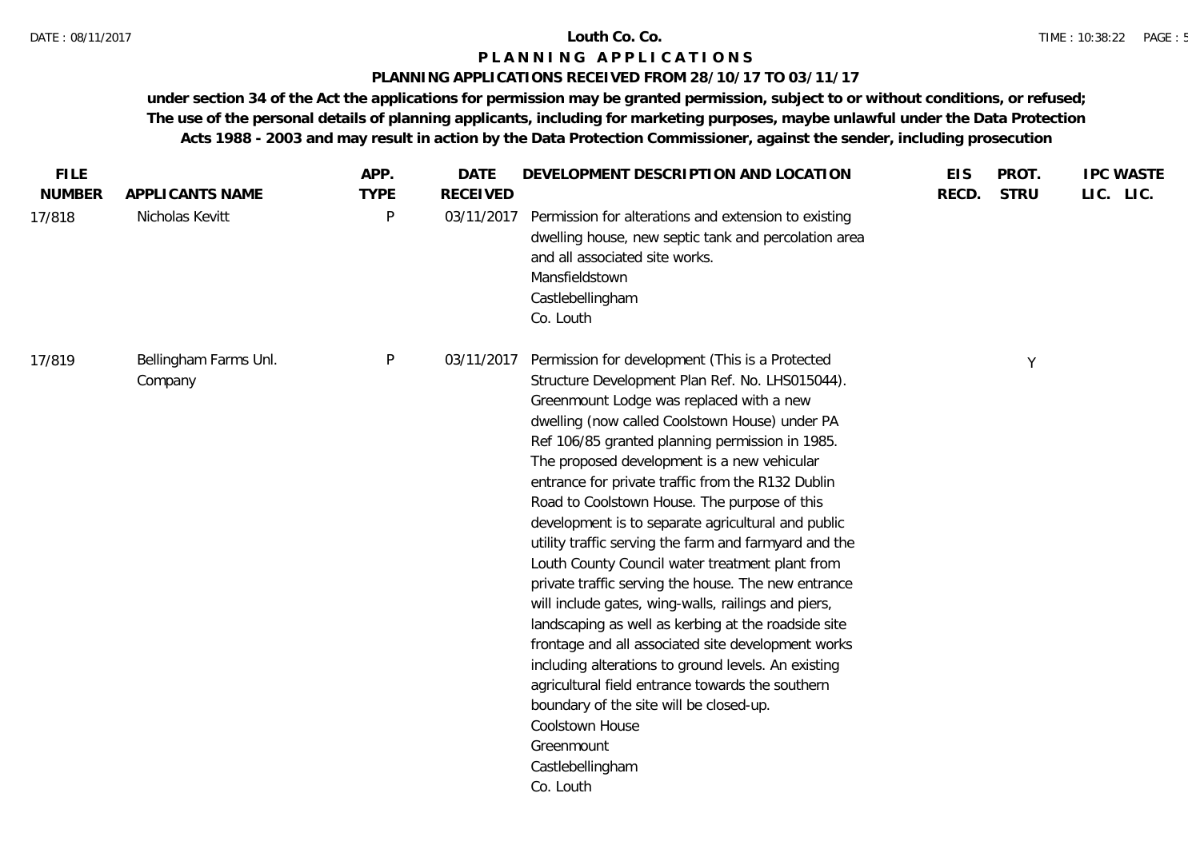**Louth Co. Co.**

**P L A N N I N G A P P L I C A T I O N S**

**PLANNING APPLICATIONS RECEIVED FROM 28/10/17 TO 03/11/17**

**under section 34 of the Act the applications for permission may be granted permission, subject to or without conditions, or refused; The use of the personal details of planning applicants, including for marketing purposes, maybe unlawful under the Data Protection Acts 1988 - 2003 and may result in action by the Data Protection Commissioner, against the sender, including prosecution**

| FILE NUMBER | APPLICANTS NAME | APP. TYPE | DATE RECEIVED | DEVELOPMENT DESCRIPTION AND LOCATION | EIS RECD. | PROT. STRU | IPC LIC. | WASTE LIC. |
|---|---|---|---|---|---|---|---|---|
| 17/818 | Nicholas Kevitt | P | 03/11/2017 | Permission for alterations and extension to existing dwelling house, new septic tank and percolation area and all associated site works.<br>Mansfieldstown<br>Castlebellingham<br>Co. Louth | | | | |
| 17/819 | Bellingham Farms Unl. Company | P | 03/11/2017 | Permission for development (This is a Protected Structure Development Plan Ref. No. LHS015044). Greenmount Lodge was replaced with a new dwelling (now called Coolstown House) under PA Ref 106/85 granted planning permission in 1985. The proposed development is a new vehicular entrance for private traffic from the R132 Dublin Road to Coolstown House. The purpose of this development is to separate agricultural and public utility traffic serving the farm and farmyard and the Louth County Council water treatment plant from private traffic serving the house. The new entrance will include gates, wing-walls, railings and piers, landscaping as well as kerbing at the roadside site frontage and all associated site development works including alterations to ground levels. An existing agricultural field entrance towards the southern boundary of the site will be closed-up.<br>Coolstown House<br>Greenmount<br>Castlebellingham<br>Co. Louth | | Y | | |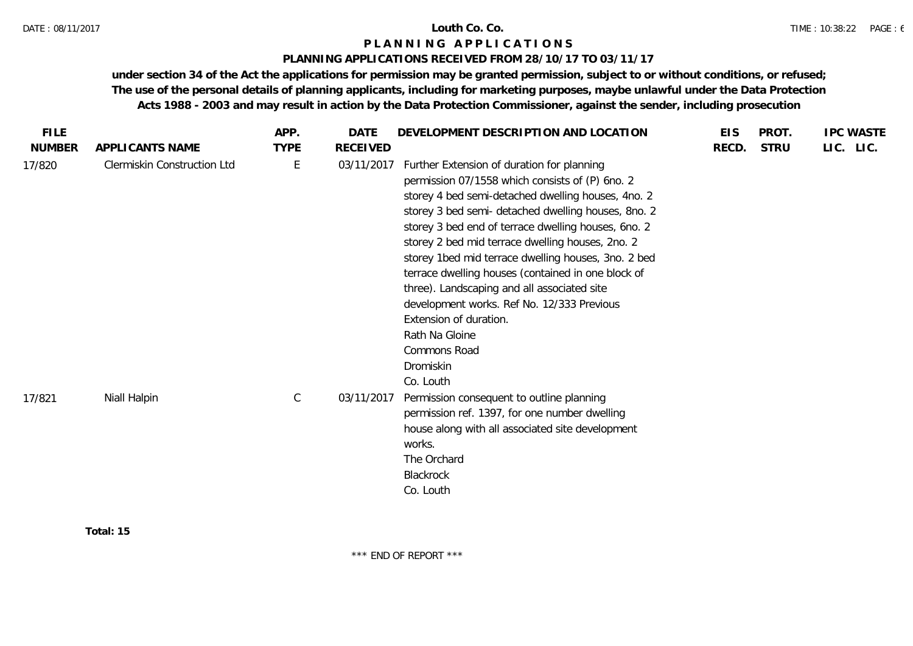**Louth Co. Co.**

# P L A N N I N G   A P P L I C A T I O N S

**PLANNING APPLICATIONS RECEIVED FROM 28/10/17 TO 03/11/17**

**under section 34 of the Act the applications for permission may be granted permission, subject to or without conditions, or refused; The use of the personal details of planning applicants, including for marketing purposes, maybe unlawful under the Data Protection Acts 1988 - 2003 and may result in action by the Data Protection Commissioner, against the sender, including prosecution**

| FILE NUMBER | APPLICANTS NAME | APP. TYPE | DATE RECEIVED | DEVELOPMENT DESCRIPTION AND LOCATION | EIS RECD. | PROT. STRU | IPC LIC. | WASTE LIC. |
|---|---|---|---|---|---|---|---|---|
| 17/820 | Clermiskin Construction Ltd | E | 03/11/2017 | Further Extension of duration for planning permission 07/1558 which consists of (P) 6no. 2 storey 4 bed semi-detached dwelling houses, 4no. 2 storey 3 bed semi- detached dwelling houses, 8no. 2 storey 3 bed end of terrace dwelling houses, 6no. 2 storey 2 bed mid terrace dwelling houses, 2no. 2 storey 1bed mid terrace dwelling houses, 3no. 2 bed terrace dwelling houses (contained in one block of three). Landscaping and all associated site development works. Ref No. 12/333 Previous Extension of duration. Rath Na Gloine Commons Road Dromiskin Co. Louth | | | | |
| 17/821 | Niall Halpin | C | 03/11/2017 | Permission consequent to outline planning permission ref. 1397, for one number dwelling house along with all associated site development works. The Orchard Blackrock Co. Louth | | | | |

**Total: 15**

\*\*\* END OF REPORT \*\*\*